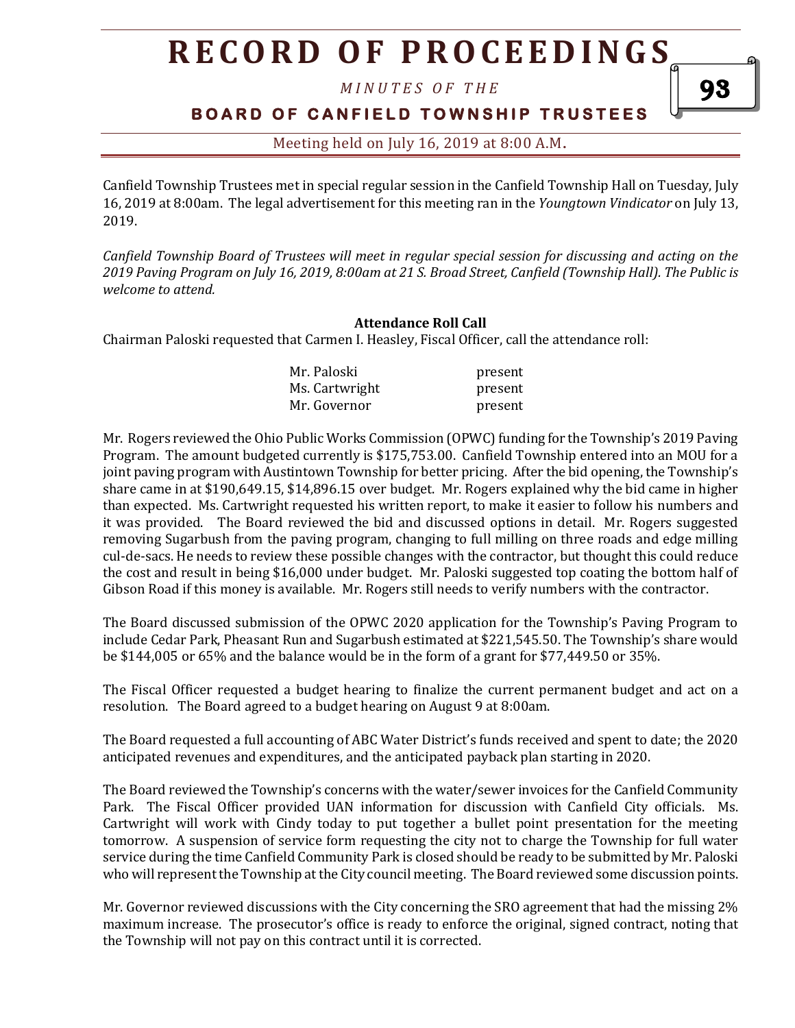Canfield Township Trustees met in special regular session in the Canfield Township Hall on Tuesday, July 16, 2019 at 8:00am. The legal advertisement for this meeting ran in the *Youngtown Vindicator* on July 13, 2019.

*Canfield Township Board of Trustees will meet in regular special session for discussing and acting on the 2019 Paving Program on July 16, 2019, 8:00am at 21 S. Broad Street, Canfield (Township Hall). The Public is welcome to attend.*

**Attendance Roll Call**

Chairman Paloski requested that Carmen I. Heasley, Fiscal Officer, call the attendance roll:

| | |
|---|---|
| Mr. Paloski | present |
| Ms. Cartwright | present |
| Mr. Governor | present |

Mr. Rogers reviewed the Ohio Public Works Commission (OPWC) funding for the Township's 2019 Paving Program. The amount budgeted currently is $175,753.00. Canfield Township entered into an MOU for a joint paving program with Austintown Township for better pricing. After the bid opening, the Township's share came in at $190,649.15, $14,896.15 over budget. Mr. Rogers explained why the bid came in higher than expected. Ms. Cartwright requested his written report, to make it easier to follow his numbers and it was provided. The Board reviewed the bid and discussed options in detail. Mr. Rogers suggested removing Sugarbush from the paving program, changing to full milling on three roads and edge milling cul-de-sacs. He needs to review these possible changes with the contractor, but thought this could reduce the cost and result in being $16,000 under budget. Mr. Paloski suggested top coating the bottom half of Gibson Road if this money is available. Mr. Rogers still needs to verify numbers with the contractor.

The Board discussed submission of the OPWC 2020 application for the Township's Paving Program to include Cedar Park, Pheasant Run and Sugarbush estimated at $221,545.50. The Township's share would be $144,005 or 65% and the balance would be in the form of a grant for $77,449.50 or 35%.

The Fiscal Officer requested a budget hearing to finalize the current permanent budget and act on a resolution. The Board agreed to a budget hearing on August 9 at 8:00am.

The Board requested a full accounting of ABC Water District's funds received and spent to date; the 2020 anticipated revenues and expenditures, and the anticipated payback plan starting in 2020.

The Board reviewed the Township's concerns with the water/sewer invoices for the Canfield Community Park. The Fiscal Officer provided UAN information for discussion with Canfield City officials. Ms. Cartwright will work with Cindy today to put together a bullet point presentation for the meeting tomorrow. A suspension of service form requesting the city not to charge the Township for full water service during the time Canfield Community Park is closed should be ready to be submitted by Mr. Paloski who will represent the Township at the City council meeting. The Board reviewed some discussion points.

Mr. Governor reviewed discussions with the City concerning the SRO agreement that had the missing 2% maximum increase. The prosecutor's office is ready to enforce the original, signed contract, noting that the Township will not pay on this contract until it is corrected.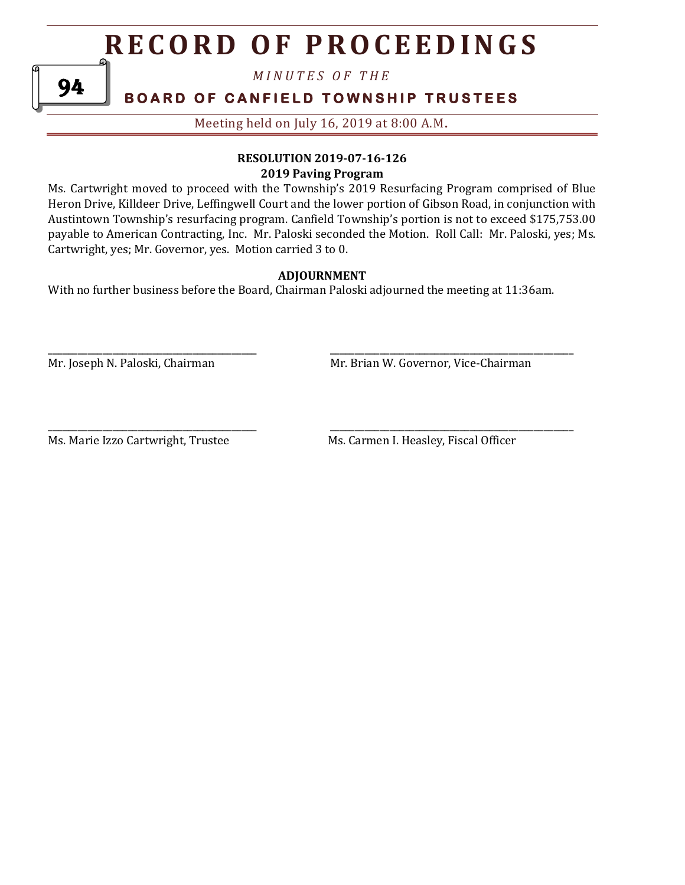**RESOLUTION 2019-07-16-126**

**2019 Paving Program**

Ms. Cartwright moved to proceed with the Township's 2019 Resurfacing Program comprised of Blue Heron Drive, Killdeer Drive, Leffingwell Court and the lower portion of Gibson Road, in conjunction with Austintown Township's resurfacing program. Canfield Township's portion is not to exceed $175,753.00 payable to American Contracting, Inc. Mr. Paloski seconded the Motion. Roll Call: Mr. Paloski, yes; Ms. Cartwright, yes; Mr. Governor, yes. Motion carried 3 to 0.

**ADJOURNMENT**

With no further business before the Board, Chairman Paloski adjourned the meeting at 11:36am.

\_\_\_\_\_\_\_\_\_\_\_\_\_\_\_\_\_\_\_\_\_\_\_\_\_\_\_\_\_\_\_\_\_\_\_\_\_\_\_\_
Mr. Joseph N. Paloski, Chairman

\_\_\_\_\_\_\_\_\_\_\_\_\_\_\_\_\_\_\_\_\_\_\_\_\_\_\_\_\_\_\_\_\_\_\_\_\_\_\_\_
Mr. Brian W. Governor, Vice-Chairman

\_\_\_\_\_\_\_\_\_\_\_\_\_\_\_\_\_\_\_\_\_\_\_\_\_\_\_\_\_\_\_\_\_\_\_\_\_\_\_\_
Ms. Marie Izzo Cartwright, Trustee

\_\_\_\_\_\_\_\_\_\_\_\_\_\_\_\_\_\_\_\_\_\_\_\_\_\_\_\_\_\_\_\_\_\_\_\_\_\_\_\_
Ms. Carmen I. Heasley, Fiscal Officer